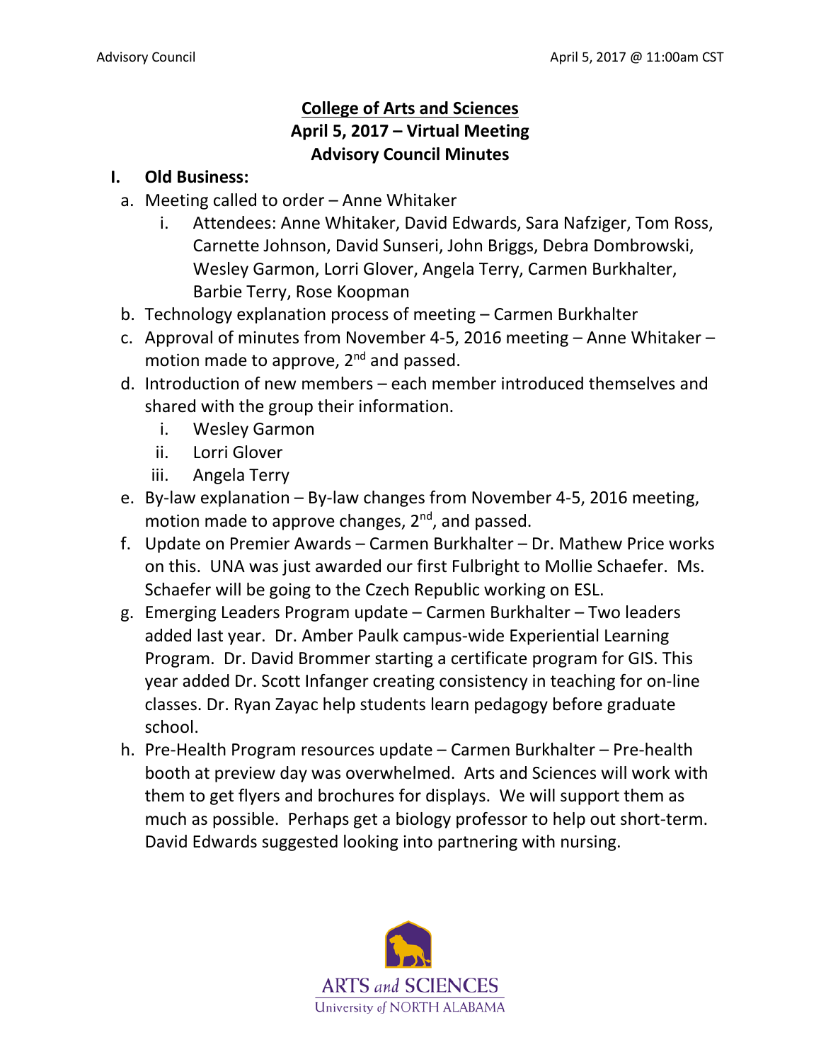# College of Arts and Sciences

## April 5, 2017 – Virtual Meeting

## Advisory Council Minutes

**I. Old Business:**

a. Meeting called to order – Anne Whitaker
   i. Attendees: Anne Whitaker, David Edwards, Sara Nafziger, Tom Ross, Carnette Johnson, David Sunseri, John Briggs, Debra Dombrowski, Wesley Garmon, Lorri Glover, Angela Terry, Carmen Burkhalter, Barbie Terry, Rose Koopman

b. Technology explanation process of meeting – Carmen Burkhalter

c. Approval of minutes from November 4-5, 2016 meeting – Anne Whitaker – motion made to approve, 2nd and passed.

d. Introduction of new members – each member introduced themselves and shared with the group their information.
   i. Wesley Garmon
   ii. Lorri Glover
   iii. Angela Terry

e. By-law explanation – By-law changes from November 4-5, 2016 meeting, motion made to approve changes, 2nd, and passed.

f. Update on Premier Awards – Carmen Burkhalter – Dr. Mathew Price works on this. UNA was just awarded our first Fulbright to Mollie Schaefer. Ms. Schaefer will be going to the Czech Republic working on ESL.

g. Emerging Leaders Program update – Carmen Burkhalter – Two leaders added last year. Dr. Amber Paulk campus-wide Experiential Learning Program. Dr. David Brommer starting a certificate program for GIS. This year added Dr. Scott Infanger creating consistency in teaching for on-line classes. Dr. Ryan Zayac help students learn pedagogy before graduate school.

h. Pre-Health Program resources update – Carmen Burkhalter – Pre-health booth at preview day was overwhelmed. Arts and Sciences will work with them to get flyers and brochures for displays. We will support them as much as possible. Perhaps get a biology professor to help out short-term. David Edwards suggested looking into partnering with nursing.

ARTS *and* SCIENCES
University *of* NORTH ALABAMA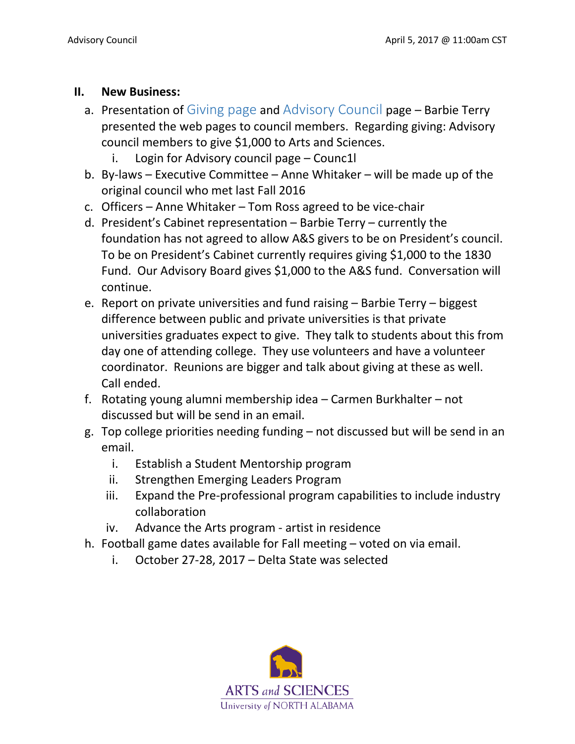## II. New Business:

a. Presentation of Giving page and Advisory Council page – Barbie Terry presented the web pages to council members. Regarding giving: Advisory council members to give $1,000 to Arts and Sciences.

   i. Login for Advisory council page – Counc1l

b. By-laws – Executive Committee – Anne Whitaker – will be made up of the original council who met last Fall 2016

c. Officers – Anne Whitaker – Tom Ross agreed to be vice-chair

d. President's Cabinet representation – Barbie Terry – currently the foundation has not agreed to allow A&S givers to be on President's council. To be on President's Cabinet currently requires giving $1,000 to the 1830 Fund. Our Advisory Board gives $1,000 to the A&S fund. Conversation will continue.

e. Report on private universities and fund raising – Barbie Terry – biggest difference between public and private universities is that private universities graduates expect to give. They talk to students about this from day one of attending college. They use volunteers and have a volunteer coordinator. Reunions are bigger and talk about giving at these as well. Call ended.

f. Rotating young alumni membership idea – Carmen Burkhalter – not discussed but will be send in an email.

g. Top college priorities needing funding – not discussed but will be send in an email.

   i. Establish a Student Mentorship program
   ii. Strengthen Emerging Leaders Program
   iii. Expand the Pre-professional program capabilities to include industry collaboration
   iv. Advance the Arts program - artist in residence

h. Football game dates available for Fall meeting – voted on via email.

   i. October 27-28, 2017 – Delta State was selected